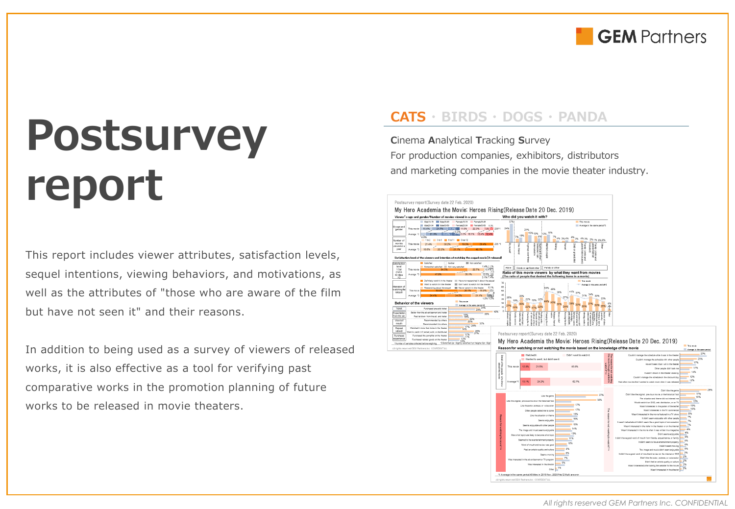GEM Partners

# Postsurvey report

This report includes viewer attributes, satisfaction levels, sequel intentions, viewing behaviors, and motivations, as well as the attributes of "those who are aware of the film but have not seen it" and their reasons.

In addition to being used as a survey of viewers of released works, it is also effective as a tool for verifying past comparative works in the promotion planning of future works to be released in movie theaters.

**CATS** · BIRDS · DOGS · PANDA

**C**inema **A**nalytical **T**racking **S**urvey
For production companies, exhibitors, distributors and marketing companies in the movie theater industry.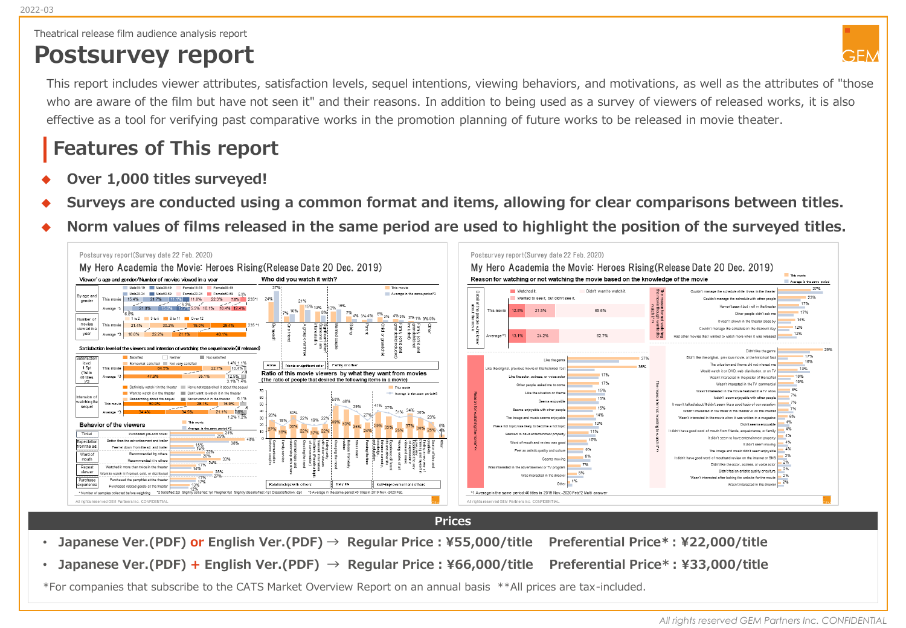Theatrical release film audience analysis report

# Postsurvey report

This report includes viewer attributes, satisfaction levels, sequel intentions, viewing behaviors, and motivations, as well as the attributes of "those who are aware of the film but have not seen it" and their reasons. In addition to being used as a survey of viewers of released works, it is also effective as a tool for verifying past comparative works in the promotion planning of future works to be released in movie theater.

## Features of This report

- **Over 1,000 titles surveyed!**
- **Surveys are conducted using a common format and items, allowing for clear comparisons between titles.**
- **Norm values of films released in the same period are used to highlight the position of the surveyed titles.**

## Prices

- **Japanese Ver.(PDF) or English Ver.(PDF) → Regular Price : ¥55,000/title Preferential Price* : ¥22,000/title**
- **Japanese Ver.(PDF) + English Ver.(PDF) → Regular Price : ¥66,000/title Preferential Price* : ¥33,000/title**

*For companies that subscribe to the CATS Market Overview Report on an annual basis **All prices are tax-included.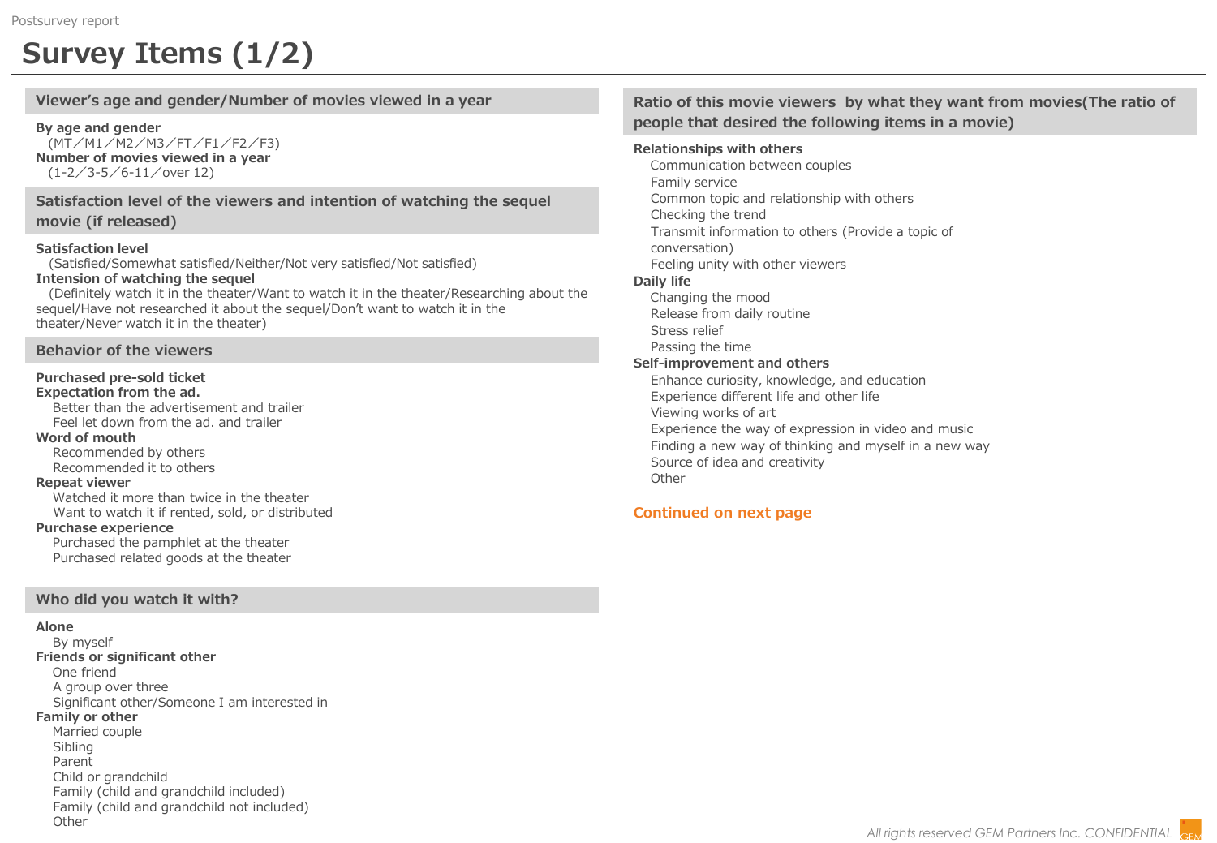# Survey Items (1/2)

## Viewer's age and gender/Number of movies viewed in a year

**By age and gender**
(MT／M1／M2／M3／FT／F1／F2／F3)

**Number of movies viewed in a year**
(1-2／3-5／6-11／over 12)

## Satisfaction level of the viewers and intention of watching the sequel movie (if released)

**Satisfaction level**
(Satisfied/Somewhat satisfied/Neither/Not very satisfied/Not satisfied)

**Intension of watching the sequel**
(Definitely watch it in the theater/Want to watch it in the theater/Researching about the sequel/Have not researched it about the sequel/Don't want to watch it in the theater/Never watch it in the theater)

## Behavior of the viewers

**Purchased pre-sold ticket**

**Expectation from the ad.**
- Better than the advertisement and trailer
- Feel let down from the ad. and trailer

**Word of mouth**
- Recommended by others
- Recommended it to others

**Repeat viewer**
- Watched it more than twice in the theater
- Want to watch it if rented, sold, or distributed

**Purchase experience**
- Purchased the pamphlet at the theater
- Purchased related goods at the theater

## Who did you watch it with?

**Alone**
- By myself

**Friends or significant other**
- One friend
- A group over three
- Significant other/Someone I am interested in

**Family or other**
- Married couple
- Sibling
- Parent
- Child or grandchild
- Family (child and grandchild included)
- Family (child and grandchild not included)
- Other

## Ratio of this movie viewers by what they want from movies(The ratio of people that desired the following items in a movie)

**Relationships with others**
- Communication between couples
- Family service
- Common topic and relationship with others
- Checking the trend
- Transmit information to others (Provide a topic of conversation)
- Feeling unity with other viewers

**Daily life**
- Changing the mood
- Release from daily routine
- Stress relief
- Passing the time

**Self-improvement and others**
- Enhance curiosity, knowledge, and education
- Experience different life and other life
- Viewing works of art
- Experience the way of expression in video and music
- Finding a new way of thinking and myself in a new way
- Source of idea and creativity
- Other

**Continued on next page**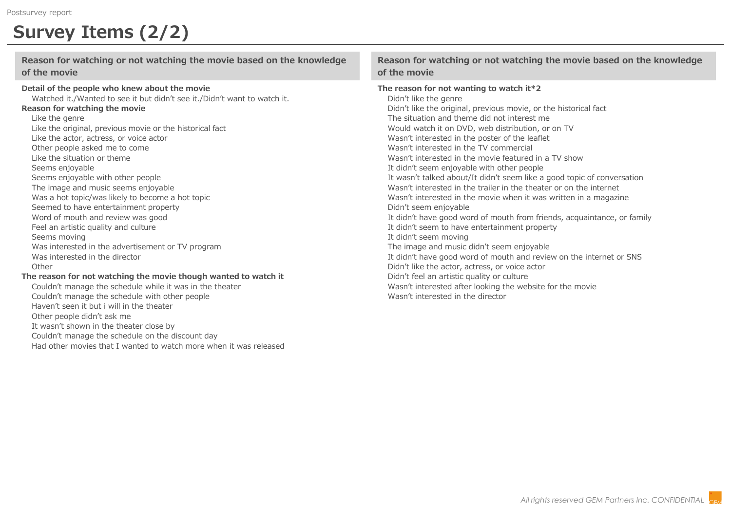# Survey Items (2/2)

## Reason for watching or not watching the movie based on the knowledge of the movie

**Detail of the people who knew about the movie**

- Watched it./Wanted to see it but didn't see it./Didn't want to watch it.

**Reason for watching the movie**

- Like the genre
- Like the original, previous movie or the historical fact
- Like the actor, actress, or voice actor
- Other people asked me to come
- Like the situation or theme
- Seems enjoyable
- Seems enjoyable with other people
- The image and music seems enjoyable
- Was a hot topic/was likely to become a hot topic
- Seemed to have entertainment property
- Word of mouth and review was good
- Feel an artistic quality and culture
- Seems moving
- Was interested in the advertisement or TV program
- Was interested in the director
- Other

**The reason for not watching the movie though wanted to watch it**

- Couldn't manage the schedule while it was in the theater
- Couldn't manage the schedule with other people
- Haven't seen it but i will in the theater
- Other people didn't ask me
- It wasn't shown in the theater close by
- Couldn't manage the schedule on the discount day
- Had other movies that I wanted to watch more when it was released

## Reason for watching or not watching the movie based on the knowledge of the movie

**The reason for not wanting to watch it*2**

- Didn't like the genre
- Didn't like the original, previous movie, or the historical fact
- The situation and theme did not interest me
- Would watch it on DVD, web distribution, or on TV
- Wasn't interested in the poster of the leaflet
- Wasn't interested in the TV commercial
- Wasn't interested in the movie featured in a TV show
- It didn't seem enjoyable with other people
- It wasn't talked about/It didn't seem like a good topic of conversation
- Wasn't interested in the trailer in the theater or on the internet
- Wasn't interested in the movie when it was written in a magazine
- Didn't seem enjoyable
- It didn't have good word of mouth from friends, acquaintance, or family
- It didn't seem to have entertainment property
- It didn't seem moving
- The image and music didn't seem enjoyable
- It didn't have good word of mouth and review on the internet or SNS
- Didn't like the actor, actress, or voice actor
- Didn't feel an artistic quality or culture
- Wasn't interested after looking the website for the movie
- Wasn't interested in the director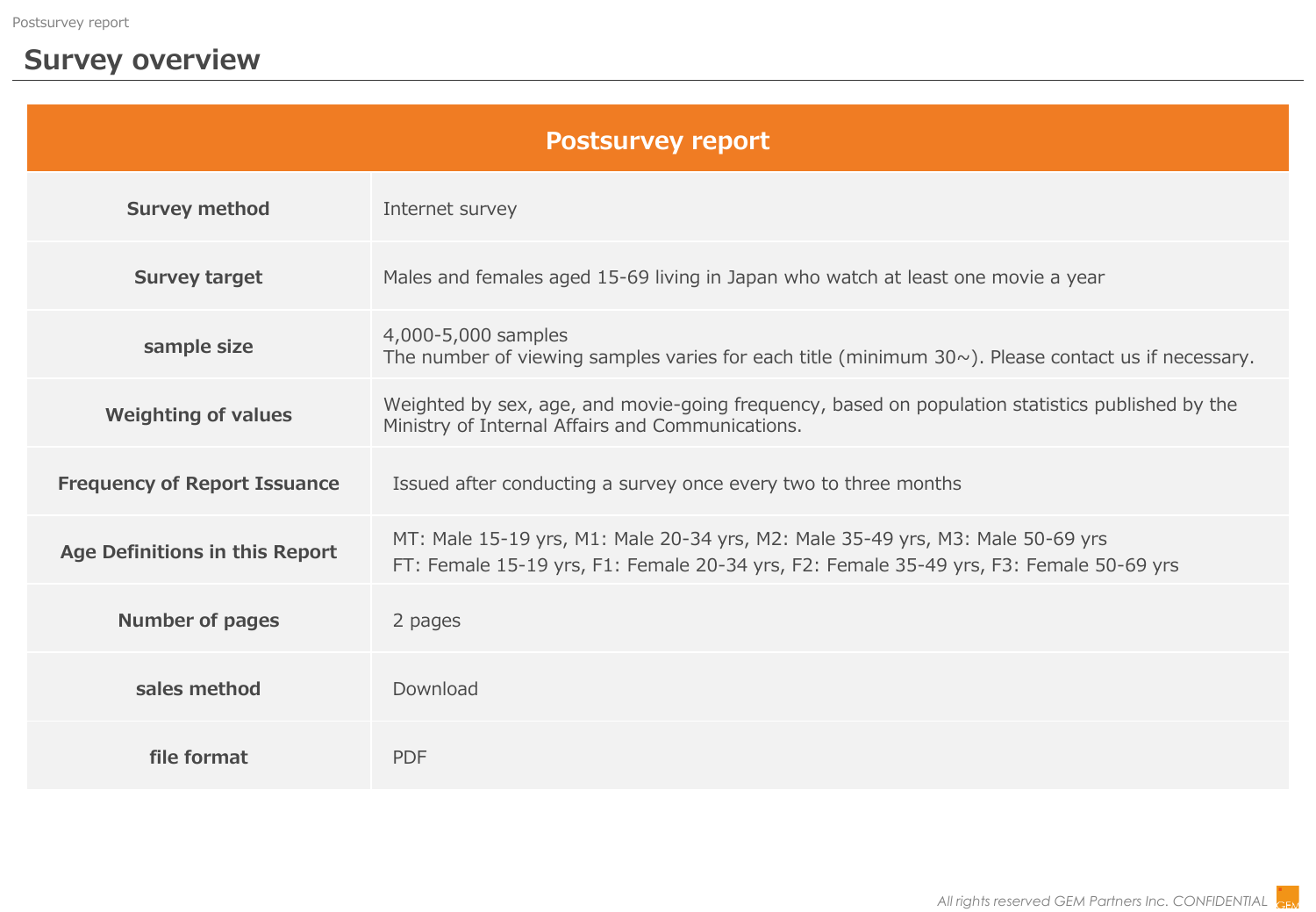# Survey overview

| Postsurvey report | |
|---|---|
| **Survey method** | Internet survey |
| **Survey target** | Males and females aged 15-69 living in Japan who watch at least one movie a year |
| **sample size** | 4,000-5,000 samples<br>The number of viewing samples varies for each title (minimum 30~). Please contact us if necessary. |
| **Weighting of values** | Weighted by sex, age, and movie-going frequency, based on population statistics published by the Ministry of Internal Affairs and Communications. |
| **Frequency of Report Issuance** | Issued after conducting a survey once every two to three months |
| **Age Definitions in this Report** | MT: Male 15-19 yrs, M1: Male 20-34 yrs, M2: Male 35-49 yrs, M3: Male 50-69 yrs<br>FT: Female 15-19 yrs, F1: Female 20-34 yrs, F2: Female 35-49 yrs, F3: Female 50-69 yrs |
| **Number of pages** | 2 pages |
| **sales method** | Download |
| **file format** | PDF |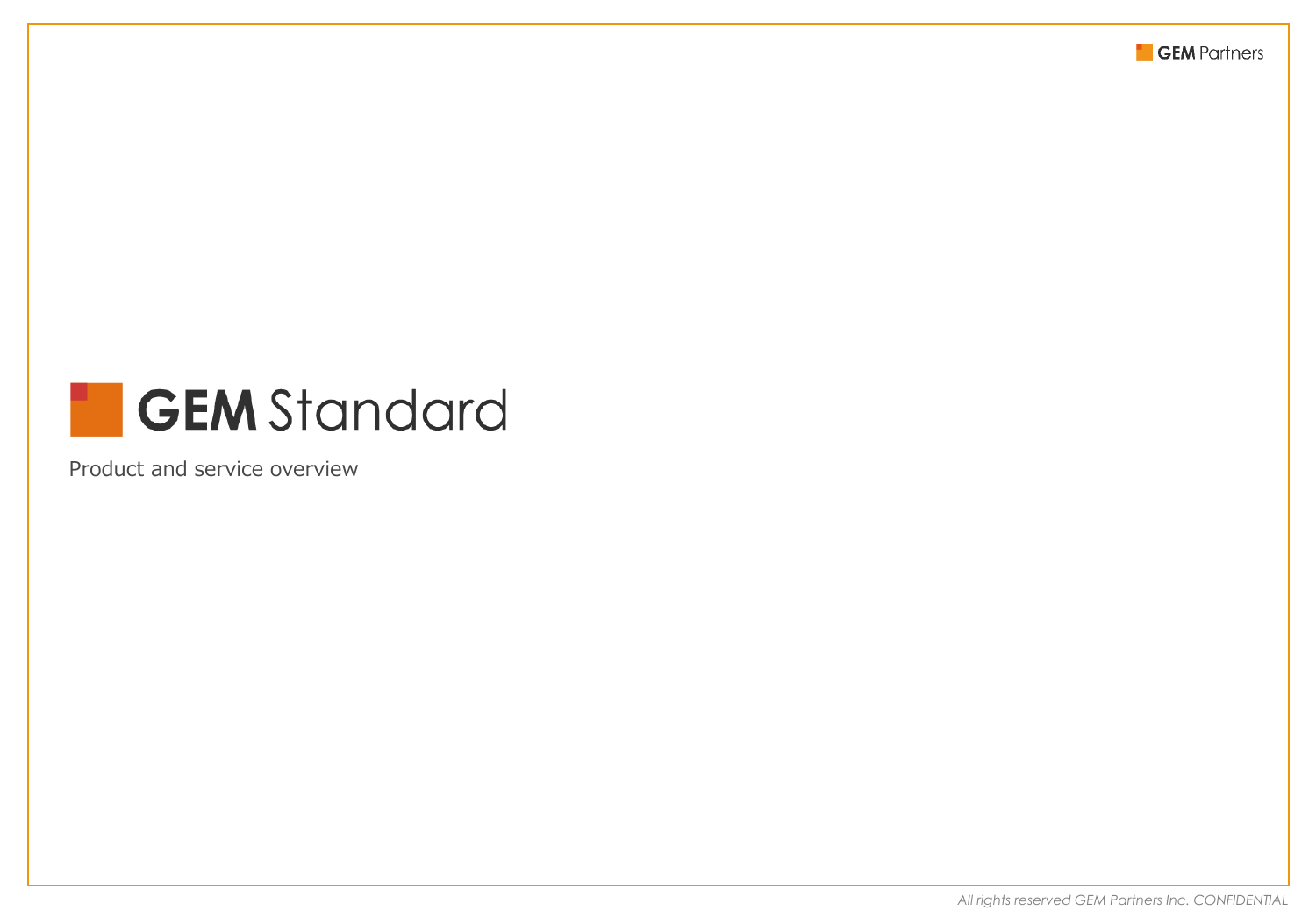# GEM Standard

Product and service overview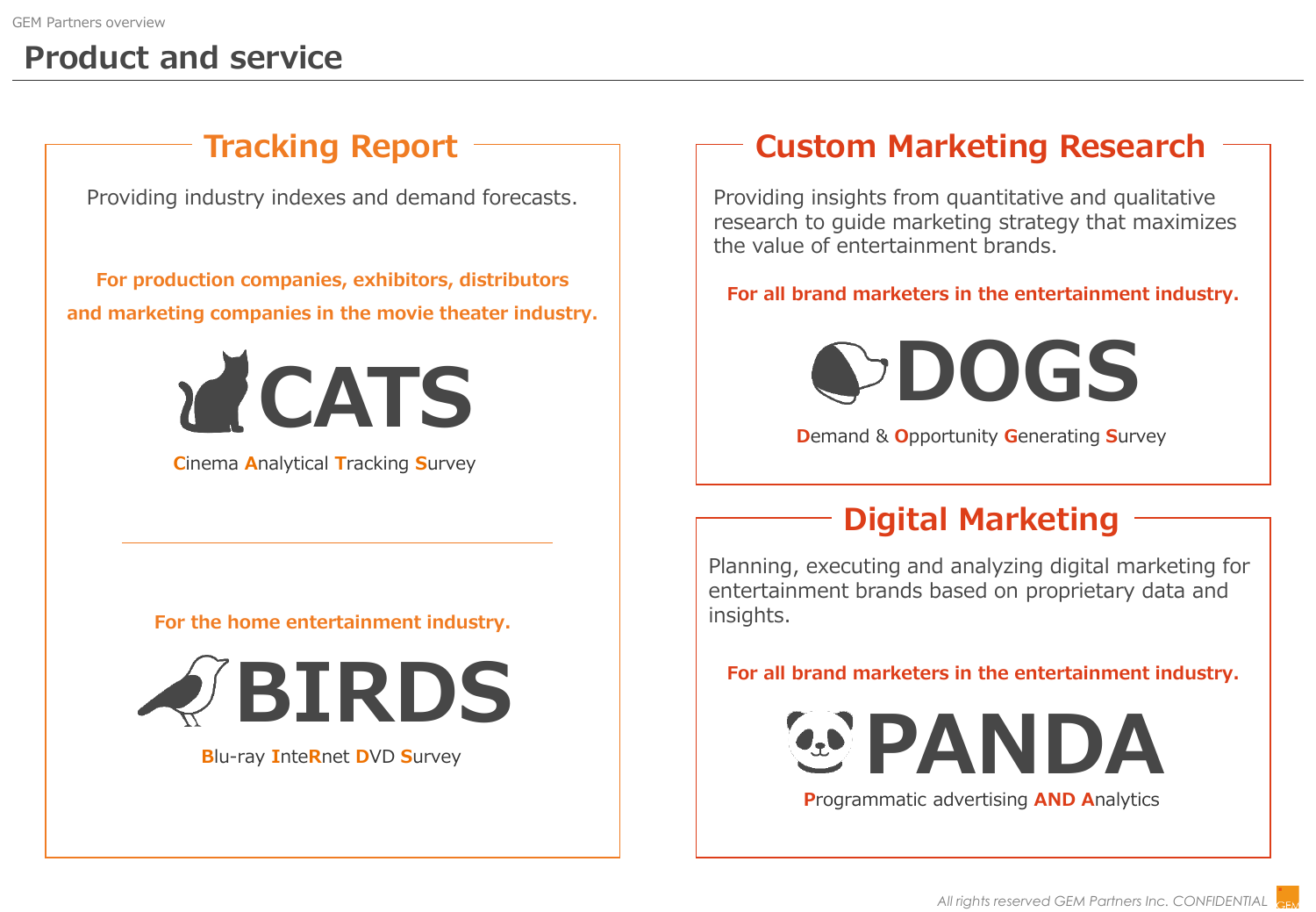# Product and service

## Tracking Report

Providing industry indexes and demand forecasts.

**For production companies, exhibitors, distributors and marketing companies in the movie theater industry.**

### CATS

**C**inema **A**nalytical **T**racking **S**urvey

---

**For the home entertainment industry.**

### BIRDS

**B**lu-ray **I**nte**R**net **D**VD **S**urvey

## Custom Marketing Research

Providing insights from quantitative and qualitative research to guide marketing strategy that maximizes the value of entertainment brands.

**For all brand marketers in the entertainment industry.**

### DOGS

**D**emand & **O**pportunity **G**enerating **S**urvey

## Digital Marketing

Planning, executing and analyzing digital marketing for entertainment brands based on proprietary data and insights.

**For all brand marketers in the entertainment industry.**

### PANDA

**P**rogrammatic advertising **AND A**nalytics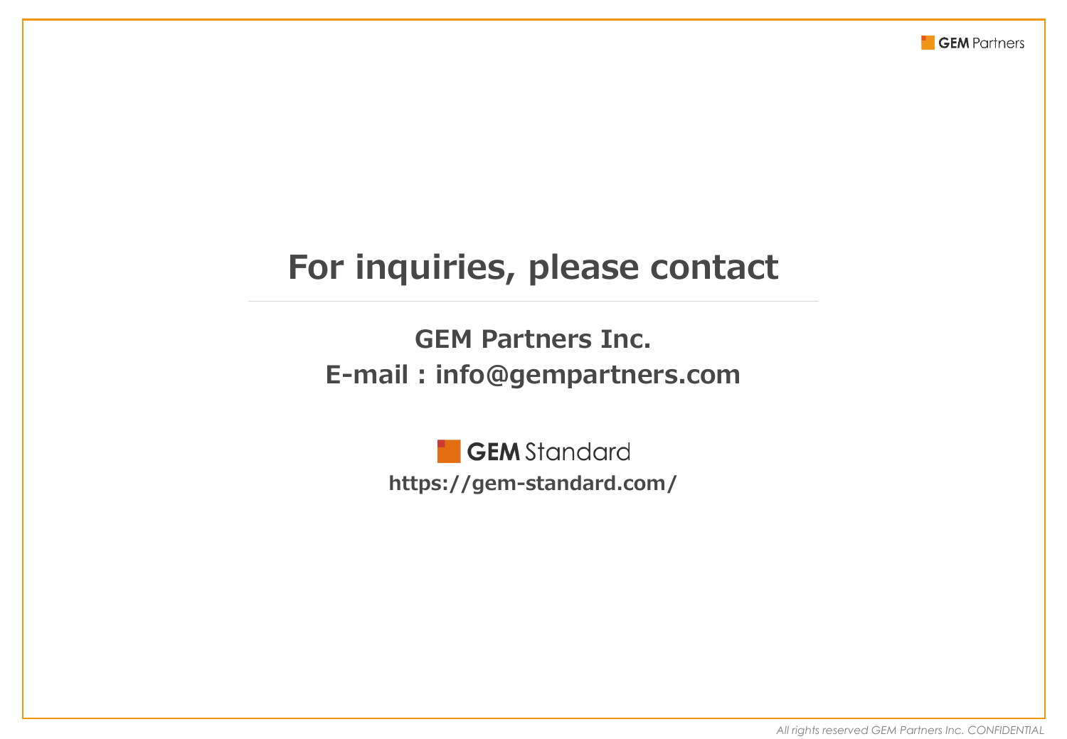# For inquiries, please contact

**GEM Partners Inc.**
**E-mail : info@gempartners.com**

GEM Standard
**https://gem-standard.com/**